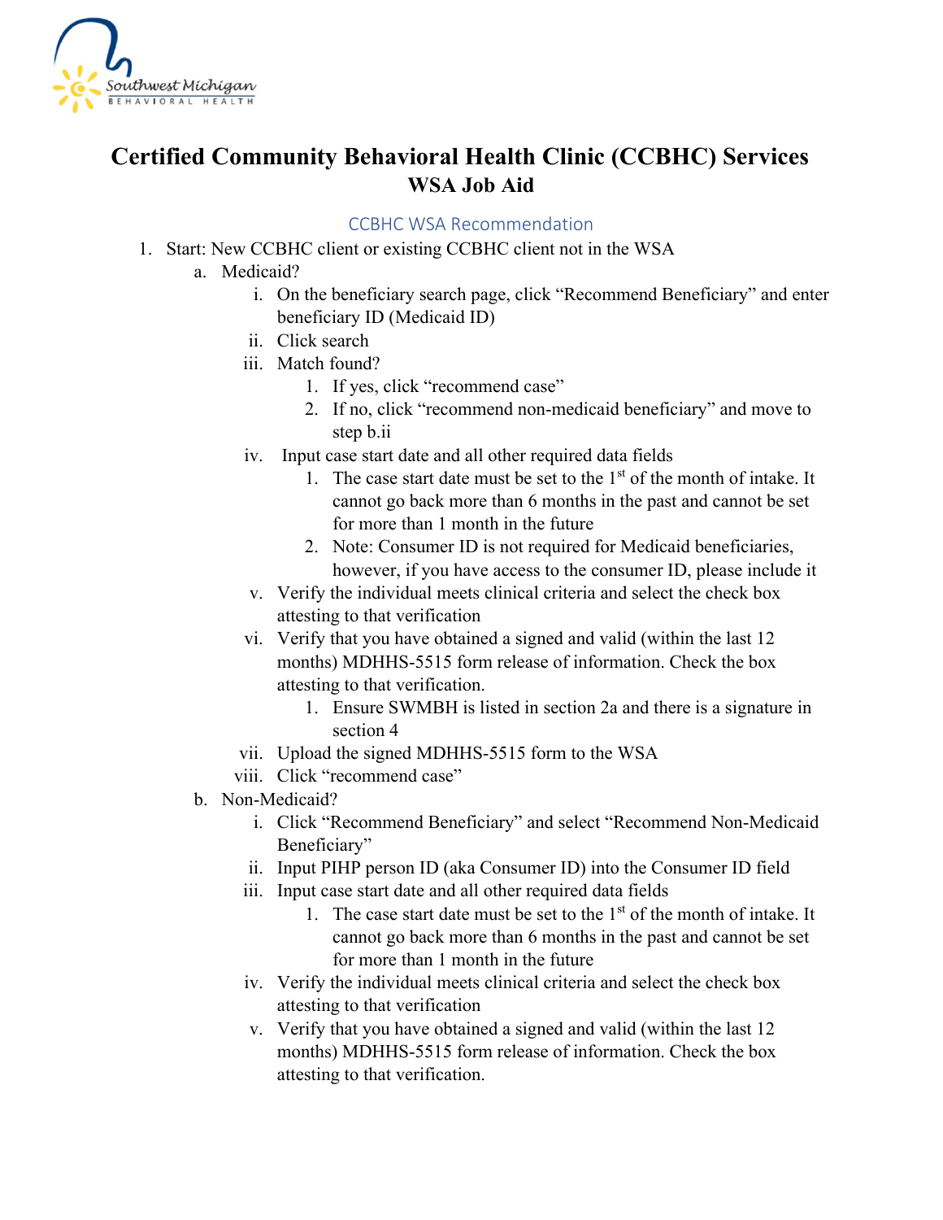# Certified Community Behavioral Health Clinic (CCBHC) Services

## WSA Job Aid

### CCBHC WSA Recommendation

1. Start: New CCBHC client or existing CCBHC client not in the WSA
   a. Medicaid?
      i. On the beneficiary search page, click "Recommend Beneficiary" and enter beneficiary ID (Medicaid ID)
      ii. Click search
      iii. Match found?
         1. If yes, click "recommend case"
         2. If no, click "recommend non-medicaid beneficiary" and move to step b.ii
      iv. Input case start date and all other required data fields
         1. The case start date must be set to the 1st of the month of intake. It cannot go back more than 6 months in the past and cannot be set for more than 1 month in the future
         2. Note: Consumer ID is not required for Medicaid beneficiaries, however, if you have access to the consumer ID, please include it
      v. Verify the individual meets clinical criteria and select the check box attesting to that verification
      vi. Verify that you have obtained a signed and valid (within the last 12 months) MDHHS-5515 form release of information. Check the box attesting to that verification.
         1. Ensure SWMBH is listed in section 2a and there is a signature in section 4
      vii. Upload the signed MDHHS-5515 form to the WSA
      viii. Click "recommend case"
   b. Non-Medicaid?
      i. Click "Recommend Beneficiary" and select "Recommend Non-Medicaid Beneficiary"
      ii. Input PIHP person ID (aka Consumer ID) into the Consumer ID field
      iii. Input case start date and all other required data fields
         1. The case start date must be set to the 1st of the month of intake. It cannot go back more than 6 months in the past and cannot be set for more than 1 month in the future
      iv. Verify the individual meets clinical criteria and select the check box attesting to that verification
      v. Verify that you have obtained a signed and valid (within the last 12 months) MDHHS-5515 form release of information. Check the box attesting to that verification.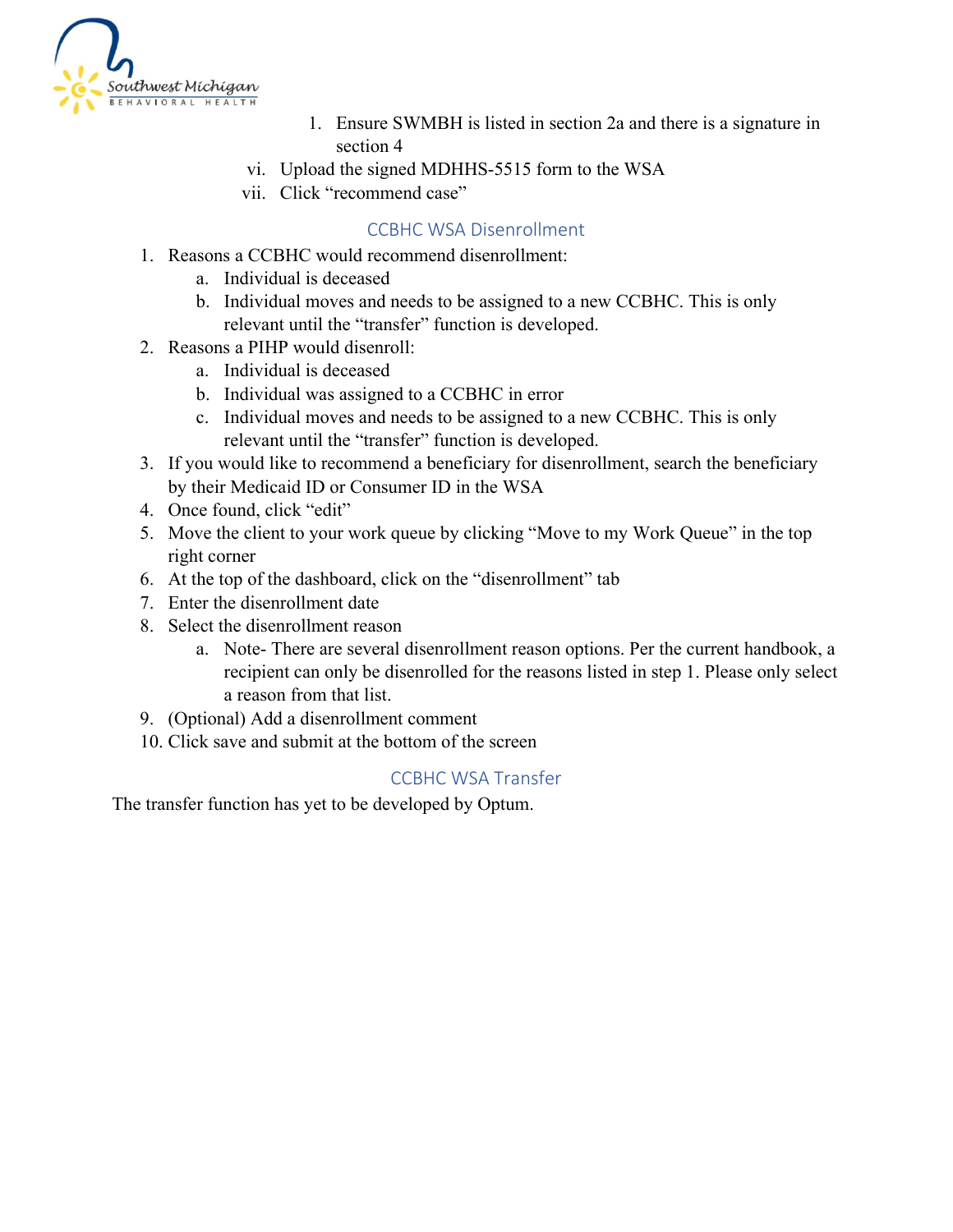1. Ensure SWMBH is listed in section 2a and there is a signature in section 4

vi. Upload the signed MDHHS-5515 form to the WSA

vii. Click "recommend case"

## CCBHC WSA Disenrollment

1. Reasons a CCBHC would recommend disenrollment:
   a. Individual is deceased
   b. Individual moves and needs to be assigned to a new CCBHC. This is only relevant until the "transfer" function is developed.
2. Reasons a PIHP would disenroll:
   a. Individual is deceased
   b. Individual was assigned to a CCBHC in error
   c. Individual moves and needs to be assigned to a new CCBHC. This is only relevant until the "transfer" function is developed.
3. If you would like to recommend a beneficiary for disenrollment, search the beneficiary by their Medicaid ID or Consumer ID in the WSA
4. Once found, click "edit"
5. Move the client to your work queue by clicking "Move to my Work Queue" in the top right corner
6. At the top of the dashboard, click on the "disenrollment" tab
7. Enter the disenrollment date
8. Select the disenrollment reason
   a. Note- There are several disenrollment reason options. Per the current handbook, a recipient can only be disenrolled for the reasons listed in step 1. Please only select a reason from that list.
9. (Optional) Add a disenrollment comment
10. Click save and submit at the bottom of the screen

## CCBHC WSA Transfer

The transfer function has yet to be developed by Optum.